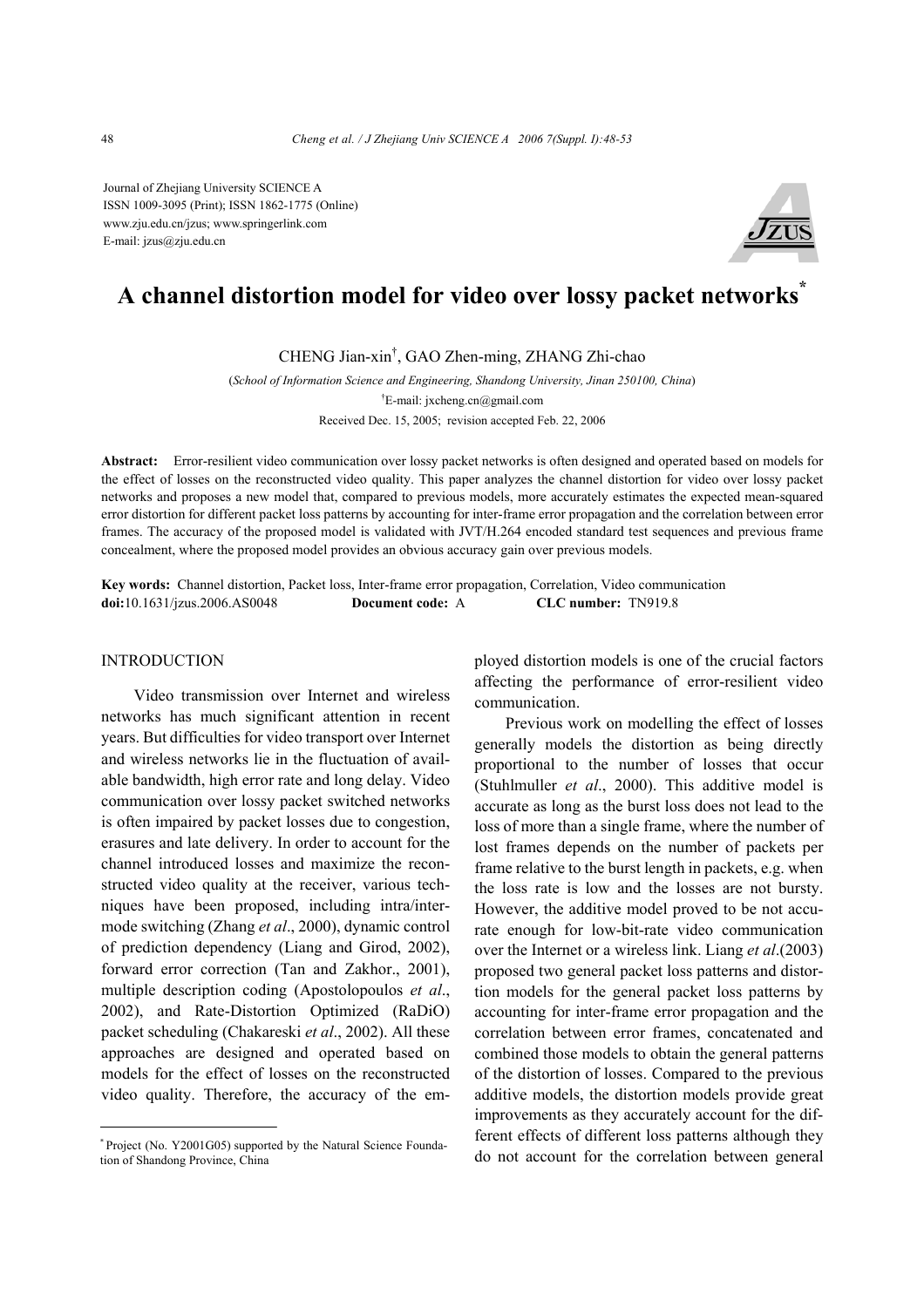Journal of Zhejiang University SCIENCE A
ISSN 1009-3095 (Print); ISSN 1862-1775 (Online)
www.zju.edu.cn/jzus; www.springerlink.com
E-mail: jzus@zju.edu.cn

# A channel distortion model for video over lossy packet networks*

CHENG Jian-xin†, GAO Zhen-ming, ZHANG Zhi-chao

(*School of Information Science and Engineering, Shandong University, Jinan 250100, China*)

†E-mail: jxcheng.cn@gmail.com

Received Dec. 15, 2005; revision accepted Feb. 22, 2006

**Abstract:** Error-resilient video communication over lossy packet networks is often designed and operated based on models for the effect of losses on the reconstructed video quality. This paper analyzes the channel distortion for video over lossy packet networks and proposes a new model that, compared to previous models, more accurately estimates the expected mean-squared error distortion for different packet loss patterns by accounting for inter-frame error propagation and the correlation between error frames. The accuracy of the proposed model is validated with JVT/H.264 encoded standard test sequences and previous frame concealment, where the proposed model provides an obvious accuracy gain over previous models.

**Key words:** Channel distortion, Packet loss, Inter-frame error propagation, Correlation, Video communication

**doi:**10.1631/jzus.2006.AS0048 **Document code:** A **CLC number:** TN919.8

## INTRODUCTION

Video transmission over Internet and wireless networks has much significant attention in recent years. But difficulties for video transport over Internet and wireless networks lie in the fluctuation of available bandwidth, high error rate and long delay. Video communication over lossy packet switched networks is often impaired by packet losses due to congestion, erasures and late delivery. In order to account for the channel introduced losses and maximize the reconstructed video quality at the receiver, various techniques have been proposed, including intra/inter-mode switching (Zhang *et al*., 2000), dynamic control of prediction dependency (Liang and Girod, 2002), forward error correction (Tan and Zakhor., 2001), multiple description coding (Apostolopoulos *et al*., 2002), and Rate-Distortion Optimized (RaDiO) packet scheduling (Chakareski *et al*., 2002). All these approaches are designed and operated based on models for the effect of losses on the reconstructed video quality. Therefore, the accuracy of the employed distortion models is one of the crucial factors affecting the performance of error-resilient video communication.

Previous work on modelling the effect of losses generally models the distortion as being directly proportional to the number of losses that occur (Stuhlmuller *et al*., 2000). This additive model is accurate as long as the burst loss does not lead to the loss of more than a single frame, where the number of lost frames depends on the number of packets per frame relative to the burst length in packets, e.g. when the loss rate is low and the losses are not bursty. However, the additive model proved to be not accurate enough for low-bit-rate video communication over the Internet or a wireless link. Liang *et al*.(2003) proposed two general packet loss patterns and distortion models for the general packet loss patterns by accounting for inter-frame error propagation and the correlation between error frames, concatenated and combined those models to obtain the general patterns of the distortion of losses. Compared to the previous additive models, the distortion models provide great improvements as they accurately account for the different effects of different loss patterns although they do not account for the correlation between general

* Project (No. Y2001G05) supported by the Natural Science Foundation of Shandong Province, China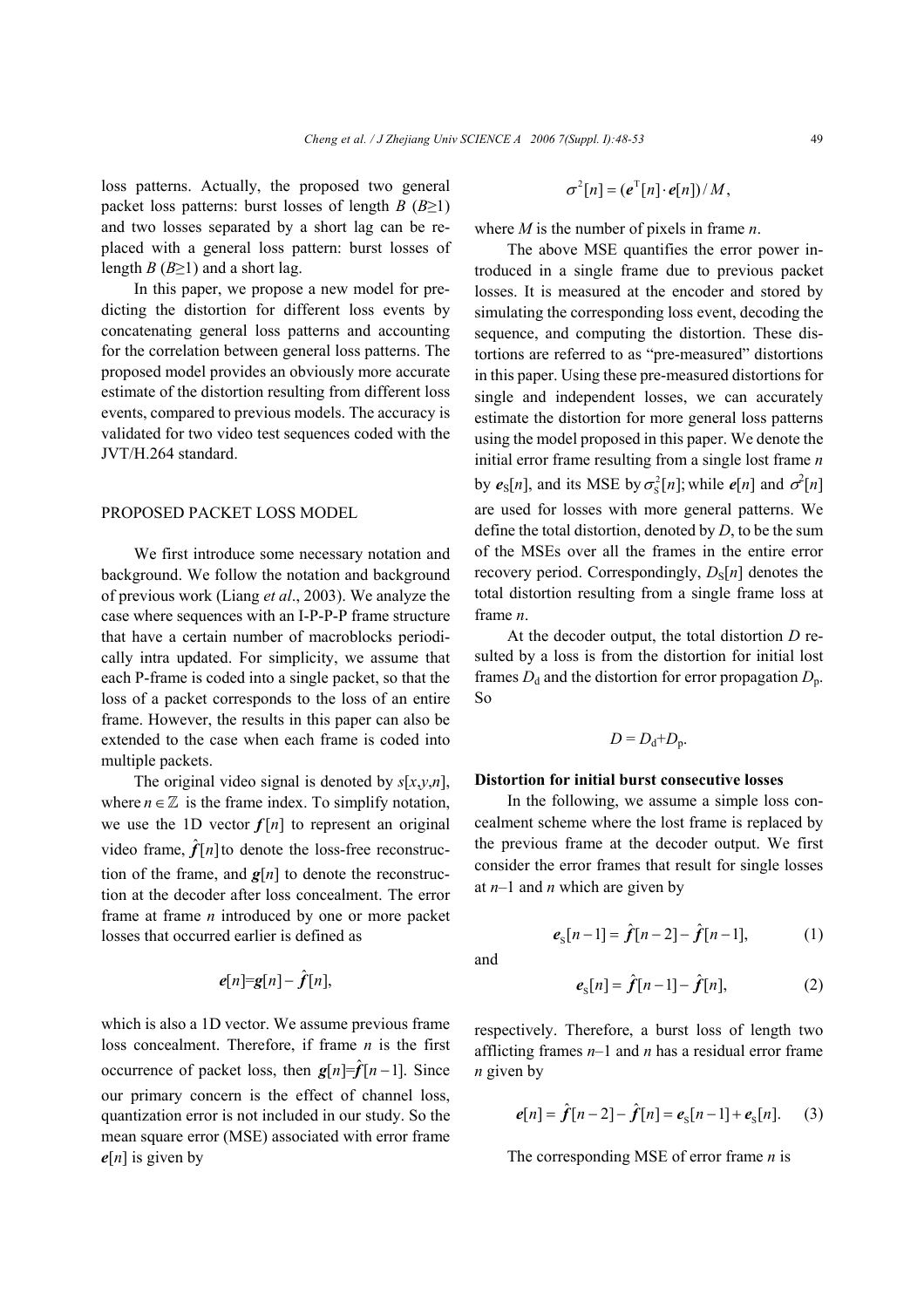loss patterns. Actually, the proposed two general packet loss patterns: burst losses of length $B$ ($B$≥1) and two losses separated by a short lag can be replaced with a general loss pattern: burst losses of length $B$ ($B$≥1) and a short lag.

In this paper, we propose a new model for predicting the distortion for different loss events by concatenating general loss patterns and accounting for the correlation between general loss patterns. The proposed model provides an obviously more accurate estimate of the distortion resulting from different loss events, compared to previous models. The accuracy is validated for two video test sequences coded with the JVT/H.264 standard.

## PROPOSED PACKET LOSS MODEL

We first introduce some necessary notation and background. We follow the notation and background of previous work (Liang *et al*., 2003). We analyze the case where sequences with an I-P-P-P frame structure that have a certain number of macroblocks periodically intra updated. For simplicity, we assume that each P-frame is coded into a single packet, so that the loss of a packet corresponds to the loss of an entire frame. However, the results in this paper can also be extended to the case when each frame is coded into multiple packets.

The original video signal is denoted by $s[x,y,n]$, where $n \in \mathbb{Z}$ is the frame index. To simplify notation, we use the 1D vector $\boldsymbol{f}[n]$ to represent an original video frame, $\hat{\boldsymbol{f}}[n]$ to denote the loss-free reconstruction of the frame, and $\boldsymbol{g}[n]$ to denote the reconstruction at the decoder after loss concealment. The error frame at frame $n$ introduced by one or more packet losses that occurred earlier is defined as

$$\boldsymbol{e}[n]=\boldsymbol{g}[n]-\hat{\boldsymbol{f}}[n],$$

which is also a 1D vector. We assume previous frame loss concealment. Therefore, if frame $n$ is the first occurrence of packet loss, then $\boldsymbol{g}[n]=\hat{\boldsymbol{f}}[n-1]$. Since our primary concern is the effect of channel loss, quantization error is not included in our study. So the mean square error (MSE) associated with error frame $\boldsymbol{e}[n]$ is given by

$$\sigma^2[n]=(\boldsymbol{e}^{\mathrm{T}}[n]\cdot\boldsymbol{e}[n])/M,$$

where $M$ is the number of pixels in frame $n$.

The above MSE quantifies the error power introduced in a single frame due to previous packet losses. It is measured at the encoder and stored by simulating the corresponding loss event, decoding the sequence, and computing the distortion. These distortions are referred to as "pre-measured" distortions in this paper. Using these pre-measured distortions for single and independent losses, we can accurately estimate the distortion for more general loss patterns using the model proposed in this paper. We denote the initial error frame resulting from a single lost frame $n$ by $\boldsymbol{e}_{\mathrm{S}}[n]$, and its MSE by $\sigma_{\mathrm{S}}^2[n]$; while $\boldsymbol{e}[n]$ and $\sigma^2[n]$ are used for losses with more general patterns. We define the total distortion, denoted by $D$, to be the sum of the MSEs over all the frames in the entire error recovery period. Correspondingly, $D_{\mathrm{S}}[n]$ denotes the total distortion resulting from a single frame loss at frame $n$.

At the decoder output, the total distortion $D$ resulted by a loss is from the distortion for initial lost frames $D_{\mathrm{d}}$ and the distortion for error propagation $D_{\mathrm{p}}$. So

$$D=D_{\mathrm{d}}+D_{\mathrm{p}}.$$

### Distortion for initial burst consecutive losses

In the following, we assume a simple loss concealment scheme where the lost frame is replaced by the previous frame at the decoder output. We first consider the error frames that result for single losses at $n$–1 and $n$ which are given by

$$\boldsymbol{e}_{\mathrm{S}}[n-1]=\hat{\boldsymbol{f}}[n-2]-\hat{\boldsymbol{f}}[n-1], \tag{1}$$

and

$$\boldsymbol{e}_{\mathrm{S}}[n]=\hat{\boldsymbol{f}}[n-1]-\hat{\boldsymbol{f}}[n], \tag{2}$$

respectively. Therefore, a burst loss of length two afflicting frames $n$–1 and $n$ has a residual error frame $n$ given by

$$\boldsymbol{e}[n]=\hat{\boldsymbol{f}}[n-2]-\hat{\boldsymbol{f}}[n]=\boldsymbol{e}_{\mathrm{S}}[n-1]+\boldsymbol{e}_{\mathrm{S}}[n]. \tag{3}$$

The corresponding MSE of error frame $n$ is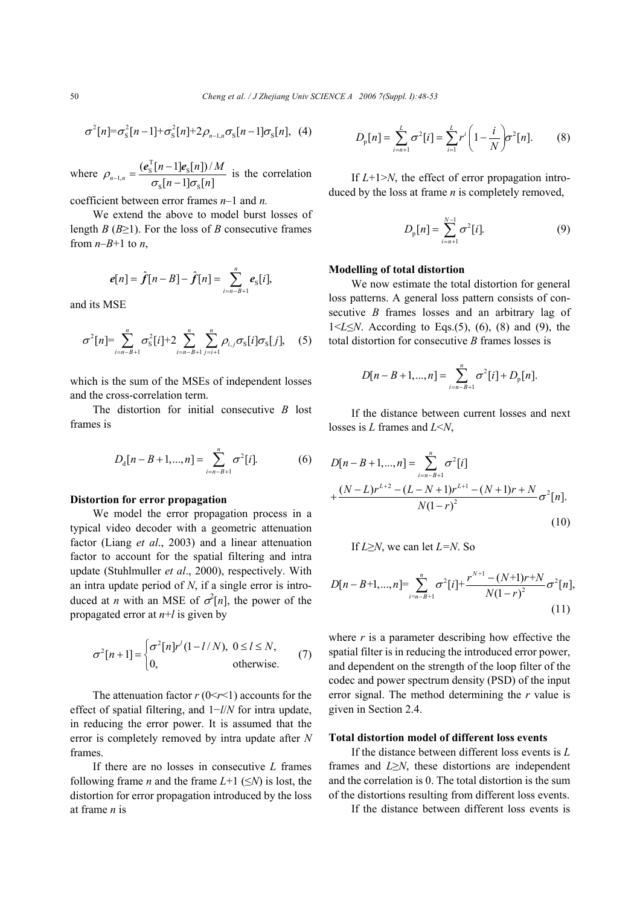$$\sigma^2[n]=\sigma_S^2[n-1]+\sigma_S^2[n]+2\rho_{n-1,n}\sigma_S[n-1]\sigma_S[n], \quad (4)$$

where $\rho_{n-1,n}=\dfrac{(\boldsymbol{e}_S^T[n-1]\boldsymbol{e}_S[n])/M}{\sigma_S[n-1]\sigma_S[n]}$ is the correlation coefficient between error frames $n$–1 and $n$.

We extend the above to model burst losses of length $B$ ($B\geq1$). For the loss of $B$ consecutive frames from $n$–$B$+1 to $n$,

$$\boldsymbol{e}[n]=\hat{\boldsymbol{f}}[n-B]-\hat{\boldsymbol{f}}[n]=\sum_{i=n-B+1}^{n}\boldsymbol{e}_S[i],$$

and its MSE

$$\sigma^2[n]=\sum_{i=n-B+1}^{n}\sigma_S^2[i]+2\sum_{i=n-B+1}^{n}\sum_{j=i+1}^{n}\rho_{i,j}\sigma_S[i]\sigma_S[j], \quad (5)$$

which is the sum of the MSEs of independent losses and the cross-correlation term.

The distortion for initial consecutive $B$ lost frames is

$$D_d[n-B+1,...,n]=\sum_{i=n-B+1}^{n}\sigma^2[i]. \quad (6)$$

**Distortion for error propagation**

We model the error propagation process in a typical video decoder with a geometric attenuation factor (Liang *et al*., 2003) and a linear attenuation factor to account for the spatial filtering and intra update (Stuhlmuller *et al*., 2000), respectively. With an intra update period of $N$, if a single error is introduced at $n$ with an MSE of $\sigma^2[n]$, the power of the propagated error at $n$+$l$ is given by

$$\sigma^2[n+1]=\begin{cases}\sigma^2[n]r^l(1-l/N), & 0\leq l\leq N,\\ 0, & \text{otherwise.}\end{cases} \quad (7)$$

The attenuation factor $r$ ($0<r<1$) accounts for the effect of spatial filtering, and $1-l/N$ for intra update, in reducing the error power. It is assumed that the error is completely removed by intra update after $N$ frames.

If there are no losses in consecutive $L$ frames following frame $n$ and the frame $L$+1 ($\leq N$) is lost, the distortion for error propagation introduced by the loss at frame $n$ is

$$D_p[n]=\sum_{i=n+1}^{L}\sigma^2[i]=\sum_{i=1}^{L}r^i\left(1-\frac{i}{N}\right)\sigma^2[n]. \quad (8)$$

If $L$+1>$N$, the effect of error propagation introduced by the loss at frame $n$ is completely removed,

$$D_p[n]=\sum_{i=n+1}^{N-1}\sigma^2[i]. \quad (9)$$

**Modelling of total distortion**

We now estimate the total distortion for general loss patterns. A general loss pattern consists of consecutive $B$ frames losses and an arbitrary lag of $1<L\leq N$. According to Eqs.(5), (6), (8) and (9), the total distortion for consecutive $B$ frames losses is

$$D[n-B+1,...,n]=\sum_{i=n-B+1}^{n}\sigma^2[i]+D_p[n].$$

If the distance between current losses and next losses is $L$ frames and $L<N$,

$$D[n-B+1,...,n]=\sum_{i=n-B+1}^{n}\sigma^2[i]$$
$$+\frac{(N-L)r^{L+2}-(L-N+1)r^{L+1}-(N+1)r+N}{N(1-r)^2}\sigma^2[n]. \quad (10)$$

If $L\geq N$, we can let $L=N$. So

$$D[n-B+1,...,n]=\sum_{i=n-B+1}^{n}\sigma^2[i]+\frac{r^{N+1}-(N+1)r+N}{N(1-r)^2}\sigma^2[n], \quad (11)$$

where $r$ is a parameter describing how effective the spatial filter is in reducing the introduced error power, and dependent on the strength of the loop filter of the codec and power spectrum density (PSD) of the input error signal. The method determining the $r$ value is given in Section 2.4.

**Total distortion model of different loss events**

If the distance between different loss events is $L$ frames and $L\geq N$, these distortions are independent and the correlation is 0. The total distortion is the sum of the distortions resulting from different loss events.

If the distance between different loss events is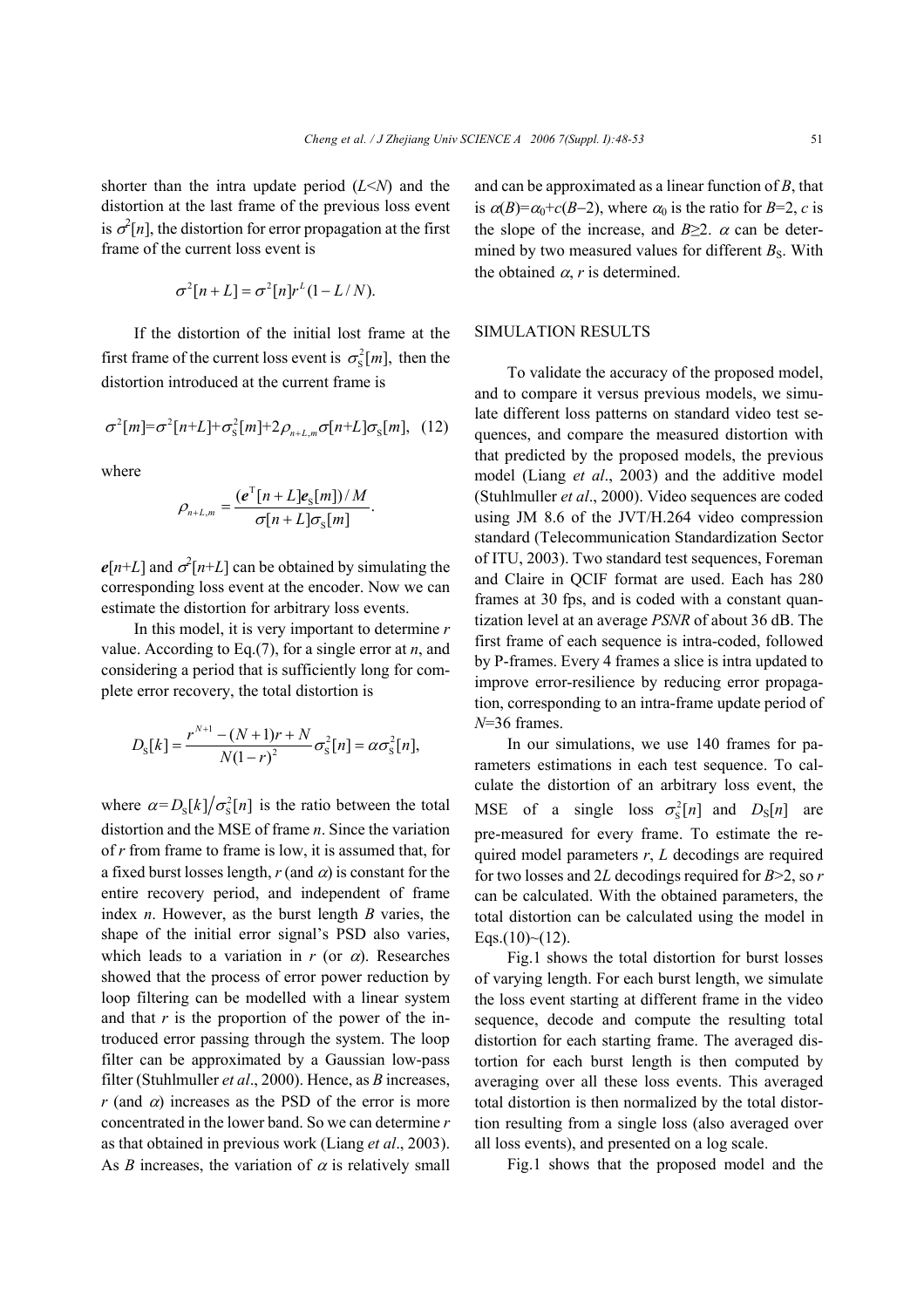shorter than the intra update period ($L<N$) and the distortion at the last frame of the previous loss event is $\sigma^2[n]$, the distortion for error propagation at the first frame of the current loss event is

$$\sigma^2[n+L]=\sigma^2[n]r^L(1-L/N).$$

If the distortion of the initial lost frame at the first frame of the current loss event is $\sigma_S^2[m]$, then the distortion introduced at the current frame is

$$\sigma^2[m]=\sigma^2[n+L]+\sigma_S^2[m]+2\rho_{n+L,m}\sigma[n+L]\sigma_S[m], \quad (12)$$

where

$$\rho_{n+L,m}=\frac{(\boldsymbol{e}^{\mathrm{T}}[n+L]\boldsymbol{e}_S[m])/M}{\sigma[n+L]\sigma_S[m]}.$$

$\boldsymbol{e}[n+L]$ and $\sigma^2[n+L]$ can be obtained by simulating the corresponding loss event at the encoder. Now we can estimate the distortion for arbitrary loss events.

In this model, it is very important to determine $r$ value. According to Eq.(7), for a single error at $n$, and considering a period that is sufficiently long for complete error recovery, the total distortion is

$$D_S[k]=\frac{r^{N+1}-(N+1)r+N}{N(1-r)^2}\sigma_S^2[n]=\alpha\sigma_S^2[n],$$

where $\alpha=D_S[k]/\sigma_S^2[n]$ is the ratio between the total distortion and the MSE of frame $n$. Since the variation of $r$ from frame to frame is low, it is assumed that, for a fixed burst losses length, $r$ (and $\alpha$) is constant for the entire recovery period, and independent of frame index $n$. However, as the burst length $B$ varies, the shape of the initial error signal's PSD also varies, which leads to a variation in $r$ (or $\alpha$). Researches showed that the process of error power reduction by loop filtering can be modelled with a linear system and that $r$ is the proportion of the power of the introduced error passing through the system. The loop filter can be approximated by a Gaussian low-pass filter (Stuhlmuller *et al*., 2000). Hence, as $B$ increases, $r$ (and $\alpha$) increases as the PSD of the error is more concentrated in the lower band. So we can determine $r$ as that obtained in previous work (Liang *et al*., 2003). As $B$ increases, the variation of $\alpha$ is relatively small and can be approximated as a linear function of $B$, that is $\alpha(B)=\alpha_0+c(B-2)$, where $\alpha_0$ is the ratio for $B=2$, $c$ is the slope of the increase, and $B\geq 2$. $\alpha$ can be determined by two measured values for different $B_S$. With the obtained $\alpha$, $r$ is determined.

## SIMULATION RESULTS

To validate the accuracy of the proposed model, and to compare it versus previous models, we simulate different loss patterns on standard video test sequences, and compare the measured distortion with that predicted by the proposed models, the previous model (Liang *et al*., 2003) and the additive model (Stuhlmuller *et al*., 2000). Video sequences are coded using JM 8.6 of the JVT/H.264 video compression standard (Telecommunication Standardization Sector of ITU, 2003). Two standard test sequences, Foreman and Claire in QCIF format are used. Each has 280 frames at 30 fps, and is coded with a constant quantization level at an average *PSNR* of about 36 dB. The first frame of each sequence is intra-coded, followed by P-frames. Every 4 frames a slice is intra updated to improve error-resilience by reducing error propagation, corresponding to an intra-frame update period of $N$=36 frames.

In our simulations, we use 140 frames for parameters estimations in each test sequence. To calculate the distortion of an arbitrary loss event, the MSE of a single loss $\sigma_S^2[n]$ and $D_S[n]$ are pre-measured for every frame. To estimate the required model parameters $r$, $L$ decodings are required for two losses and $2L$ decodings required for $B>2$, so $r$ can be calculated. With the obtained parameters, the total distortion can be calculated using the model in Eqs.(10)~(12).

Fig.1 shows the total distortion for burst losses of varying length. For each burst length, we simulate the loss event starting at different frame in the video sequence, decode and compute the resulting total distortion for each starting frame. The averaged distortion for each burst length is then computed by averaging over all these loss events. This averaged total distortion is then normalized by the total distortion resulting from a single loss (also averaged over all loss events), and presented on a log scale.

Fig.1 shows that the proposed model and the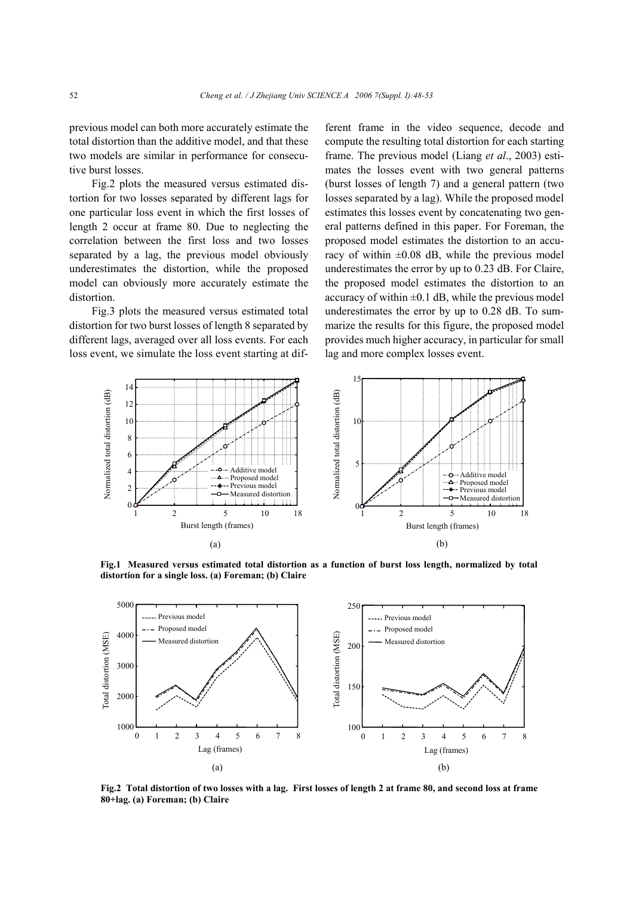previous model can both more accurately estimate the total distortion than the additive model, and that these two models are similar in performance for consecutive burst losses.

Fig.2 plots the measured versus estimated distortion for two losses separated by different lags for one particular loss event in which the first losses of length 2 occur at frame 80. Due to neglecting the correlation between the first loss and two losses separated by a lag, the previous model obviously underestimates the distortion, while the proposed model can obviously more accurately estimate the distortion.

Fig.3 plots the measured versus estimated total distortion for two burst losses of length 8 separated by different lags, averaged over all loss events. For each loss event, we simulate the loss event starting at different frame in the video sequence, decode and compute the resulting total distortion for each starting frame. The previous model (Liang *et al*., 2003) estimates the losses event with two general patterns (burst losses of length 7) and a general pattern (two losses separated by a lag). While the proposed model estimates this losses event by concatenating two general patterns defined in this paper. For Foreman, the proposed model estimates the distortion to an accuracy of within ±0.08 dB, while the previous model underestimates the error by up to 0.23 dB. For Claire, the proposed model estimates the distortion to an accuracy of within ±0.1 dB, while the previous model underestimates the error by up to 0.28 dB. To summarize the results for this figure, the proposed model provides much higher accuracy, in particular for small lag and more complex losses event.

**Fig.1 Measured versus estimated total distortion as a function of burst loss length, normalized by total distortion for a single loss. (a) Foreman; (b) Claire**

**Fig.2 Total distortion of two losses with a lag. First losses of length 2 at frame 80, and second loss at frame 80+lag. (a) Foreman; (b) Claire**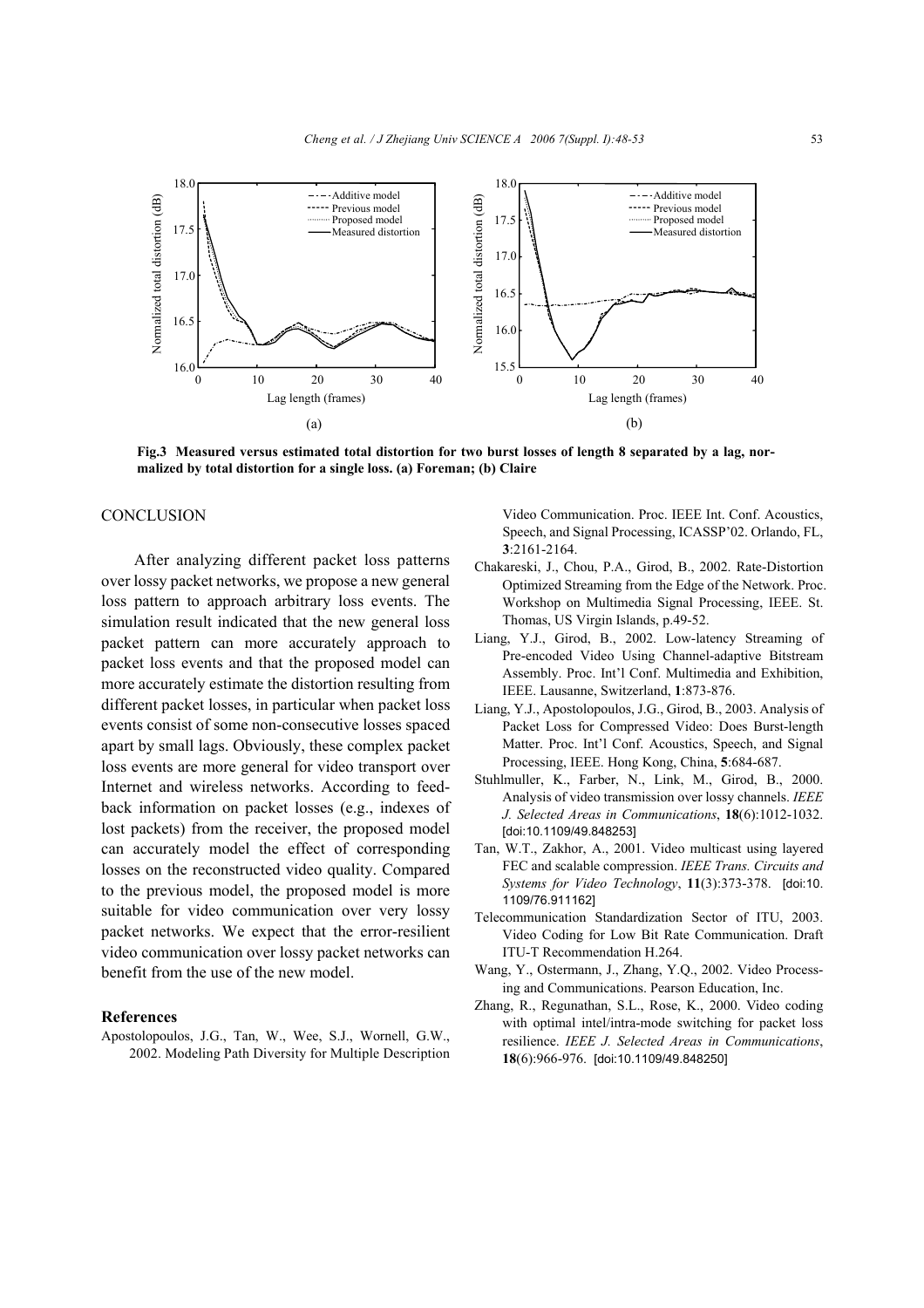18.0

17.5

17.0

16.5

16.0

0 10 20 30 40

Normalized total distortion (dB)

Lag length (frames)

Additive model
Previous model
Proposed model
Measured distortion

(a)

18.0

17.5

17.0

16.5

16.0

15.5

0 10 20 30 40

Normalized total distortion (dB)

Lag length (frames)

Additive model
Previous model
Proposed model
Measured distortion

(b)

**Fig.3 Measured versus estimated total distortion for two burst losses of length 8 separated by a lag, normalized by total distortion for a single loss. (a) Foreman; (b) Claire**

## CONCLUSION

After analyzing different packet loss patterns over lossy packet networks, we propose a new general loss pattern to approach arbitrary loss events. The simulation result indicated that the new general loss packet pattern can more accurately approach to packet loss events and that the proposed model can more accurately estimate the distortion resulting from different packet losses, in particular when packet loss events consist of some non-consecutive losses spaced apart by small lags. Obviously, these complex packet loss events are more general for video transport over Internet and wireless networks. According to feedback information on packet losses (e.g., indexes of lost packets) from the receiver, the proposed model can accurately model the effect of corresponding losses on the reconstructed video quality. Compared to the previous model, the proposed model is more suitable for video communication over very lossy packet networks. We expect that the error-resilient video communication over lossy packet networks can benefit from the use of the new model.

### References

Apostolopoulos, J.G., Tan, W., Wee, S.J., Wornell, G.W., 2002. Modeling Path Diversity for Multiple Description Video Communication. Proc. IEEE Int. Conf. Acoustics, Speech, and Signal Processing, ICASSP'02. Orlando, FL, **3**:2161-2164.

Chakareski, J., Chou, P.A., Girod, B., 2002. Rate-Distortion Optimized Streaming from the Edge of the Network. Proc. Workshop on Multimedia Signal Processing, IEEE. St. Thomas, US Virgin Islands, p.49-52.

Liang, Y.J., Girod, B., 2002. Low-latency Streaming of Pre-encoded Video Using Channel-adaptive Bitstream Assembly. Proc. Int'l Conf. Multimedia and Exhibition, IEEE. Lausanne, Switzerland, **1**:873-876.

Liang, Y.J., Apostolopoulos, J.G., Girod, B., 2003. Analysis of Packet Loss for Compressed Video: Does Burst-length Matter. Proc. Int'l Conf. Acoustics, Speech, and Signal Processing, IEEE. Hong Kong, China, **5**:684-687.

Stuhlmuller, K., Farber, N., Link, M., Girod, B., 2000. Analysis of video transmission over lossy channels. *IEEE J. Selected Areas in Communications*, **18**(6):1012-1032. [doi:10.1109/49.848253]

Tan, W.T., Zakhor, A., 2001. Video multicast using layered FEC and scalable compression. *IEEE Trans. Circuits and Systems for Video Technology*, **11**(3):373-378. [doi:10.1109/76.911162]

Telecommunication Standardization Sector of ITU, 2003. Video Coding for Low Bit Rate Communication. Draft ITU-T Recommendation H.264.

Wang, Y., Ostermann, J., Zhang, Y.Q., 2002. Video Processing and Communications. Pearson Education, Inc.

Zhang, R., Regunathan, S.L., Rose, K., 2000. Video coding with optimal intel/intra-mode switching for packet loss resilience. *IEEE J. Selected Areas in Communications*, **18**(6):966-976. [doi:10.1109/49.848250]